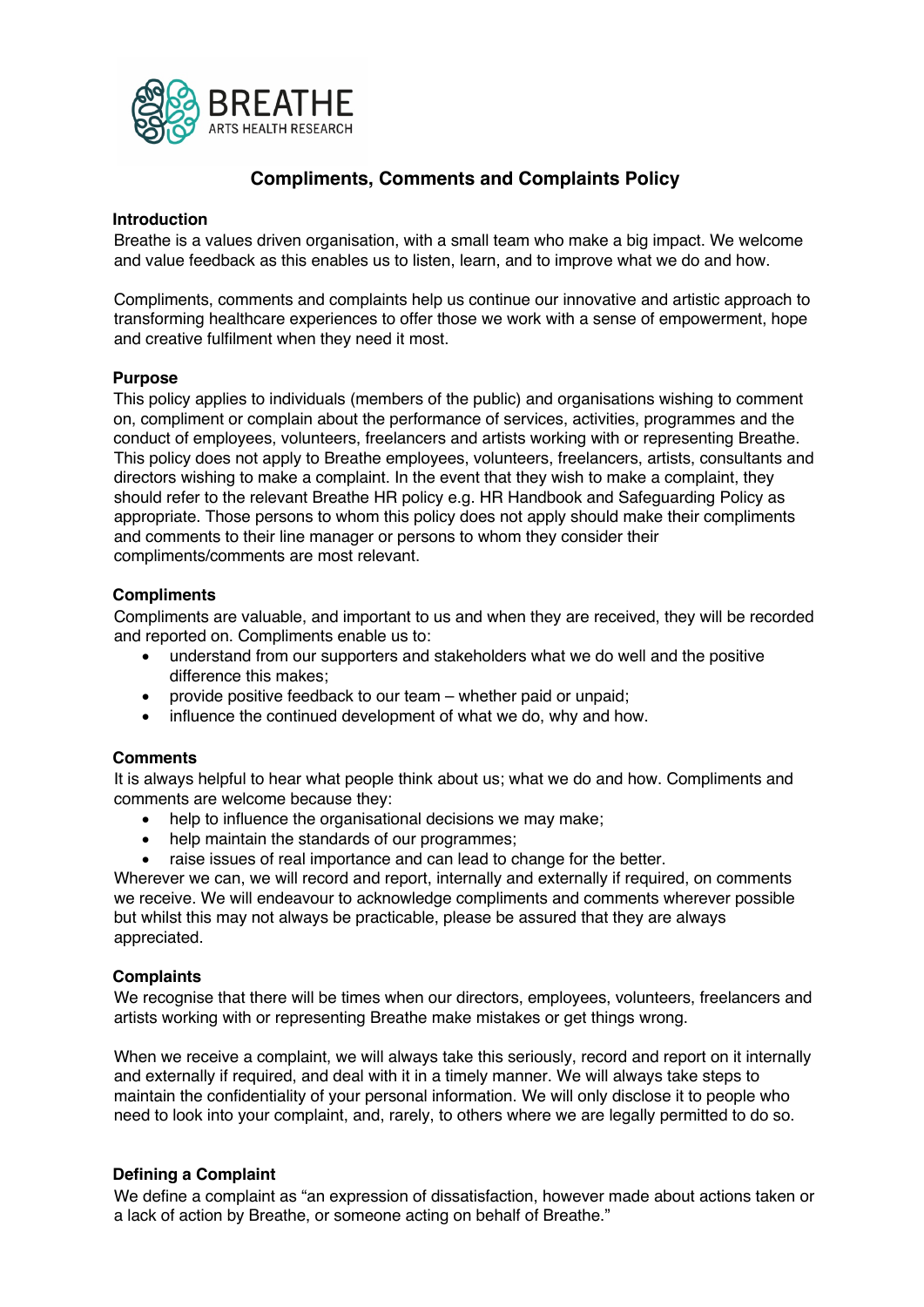BREATHE
ARTS HEALTH RESEARCH

# Compliments, Comments and Complaints Policy

## Introduction

Breathe is a values driven organisation, with a small team who make a big impact. We welcome and value feedback as this enables us to listen, learn, and to improve what we do and how.

Compliments, comments and complaints help us continue our innovative and artistic approach to transforming healthcare experiences to offer those we work with a sense of empowerment, hope and creative fulfilment when they need it most.

## Purpose

This policy applies to individuals (members of the public) and organisations wishing to comment on, compliment or complain about the performance of services, activities, programmes and the conduct of employees, volunteers, freelancers and artists working with or representing Breathe. This policy does not apply to Breathe employees, volunteers, freelancers, artists, consultants and directors wishing to make a complaint. In the event that they wish to make a complaint, they should refer to the relevant Breathe HR policy e.g. HR Handbook and Safeguarding Policy as appropriate. Those persons to whom this policy does not apply should make their compliments and comments to their line manager or persons to whom they consider their compliments/comments are most relevant.

## Compliments

Compliments are valuable, and important to us and when they are received, they will be recorded and reported on. Compliments enable us to:

- understand from our supporters and stakeholders what we do well and the positive difference this makes;
- provide positive feedback to our team – whether paid or unpaid;
- influence the continued development of what we do, why and how.

## Comments

It is always helpful to hear what people think about us; what we do and how. Compliments and comments are welcome because they:

- help to influence the organisational decisions we may make;
- help maintain the standards of our programmes;
- raise issues of real importance and can lead to change for the better.

Wherever we can, we will record and report, internally and externally if required, on comments we receive. We will endeavour to acknowledge compliments and comments wherever possible but whilst this may not always be practicable, please be assured that they are always appreciated.

## Complaints

We recognise that there will be times when our directors, employees, volunteers, freelancers and artists working with or representing Breathe make mistakes or get things wrong.

When we receive a complaint, we will always take this seriously, record and report on it internally and externally if required, and deal with it in a timely manner. We will always take steps to maintain the confidentiality of your personal information. We will only disclose it to people who need to look into your complaint, and, rarely, to others where we are legally permitted to do so.

## Defining a Complaint

We define a complaint as "an expression of dissatisfaction, however made about actions taken or a lack of action by Breathe, or someone acting on behalf of Breathe."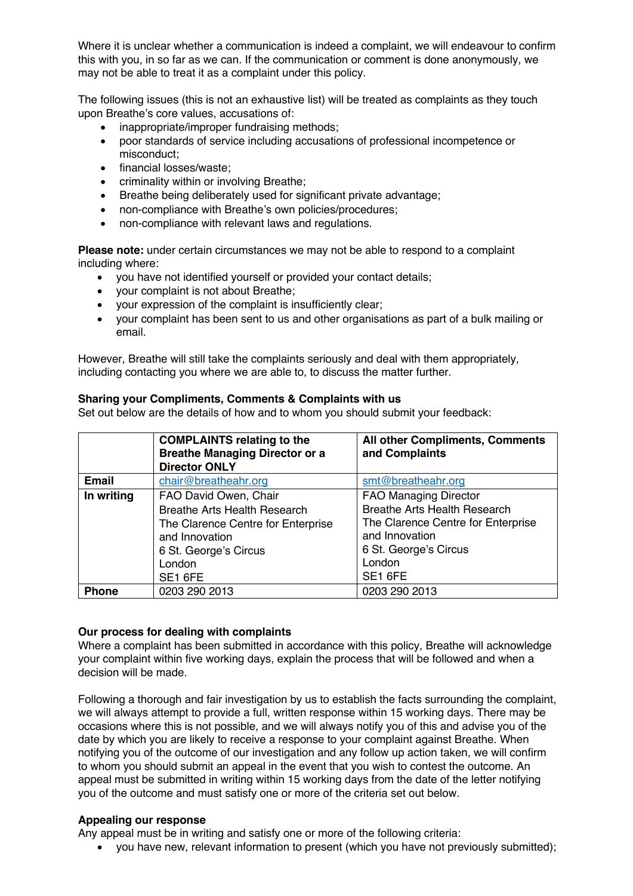Where it is unclear whether a communication is indeed a complaint, we will endeavour to confirm this with you, in so far as we can. If the communication or comment is done anonymously, we may not be able to treat it as a complaint under this policy.

The following issues (this is not an exhaustive list) will be treated as complaints as they touch upon Breathe's core values, accusations of:

- inappropriate/improper fundraising methods;
- poor standards of service including accusations of professional incompetence or misconduct;
- financial losses/waste;
- criminality within or involving Breathe;
- Breathe being deliberately used for significant private advantage;
- non-compliance with Breathe's own policies/procedures;
- non-compliance with relevant laws and regulations.

**Please note:** under certain circumstances we may not be able to respond to a complaint including where:

- you have not identified yourself or provided your contact details;
- your complaint is not about Breathe;
- your expression of the complaint is insufficiently clear;
- your complaint has been sent to us and other organisations as part of a bulk mailing or email.

However, Breathe will still take the complaints seriously and deal with them appropriately, including contacting you where we are able to, to discuss the matter further.

**Sharing your Compliments, Comments & Complaints with us**

Set out below are the details of how and to whom you should submit your feedback:

| | **COMPLAINTS relating to the Breathe Managing Director or a Director ONLY** | **All other Compliments, Comments and Complaints** |
|---|---|---|
| **Email** | chair@breatheahr.org | smt@breatheahr.org |
| **In writing** | FAO David Owen, Chair<br>Breathe Arts Health Research<br>The Clarence Centre for Enterprise and Innovation<br>6 St. George's Circus<br>London<br>SE1 6FE | FAO Managing Director<br>Breathe Arts Health Research<br>The Clarence Centre for Enterprise and Innovation<br>6 St. George's Circus<br>London<br>SE1 6FE |
| **Phone** | 0203 290 2013 | 0203 290 2013 |

**Our process for dealing with complaints**

Where a complaint has been submitted in accordance with this policy, Breathe will acknowledge your complaint within five working days, explain the process that will be followed and when a decision will be made.

Following a thorough and fair investigation by us to establish the facts surrounding the complaint, we will always attempt to provide a full, written response within 15 working days. There may be occasions where this is not possible, and we will always notify you of this and advise you of the date by which you are likely to receive a response to your complaint against Breathe. When notifying you of the outcome of our investigation and any follow up action taken, we will confirm to whom you should submit an appeal in the event that you wish to contest the outcome. An appeal must be submitted in writing within 15 working days from the date of the letter notifying you of the outcome and must satisfy one or more of the criteria set out below.

**Appealing our response**

Any appeal must be in writing and satisfy one or more of the following criteria:

- you have new, relevant information to present (which you have not previously submitted);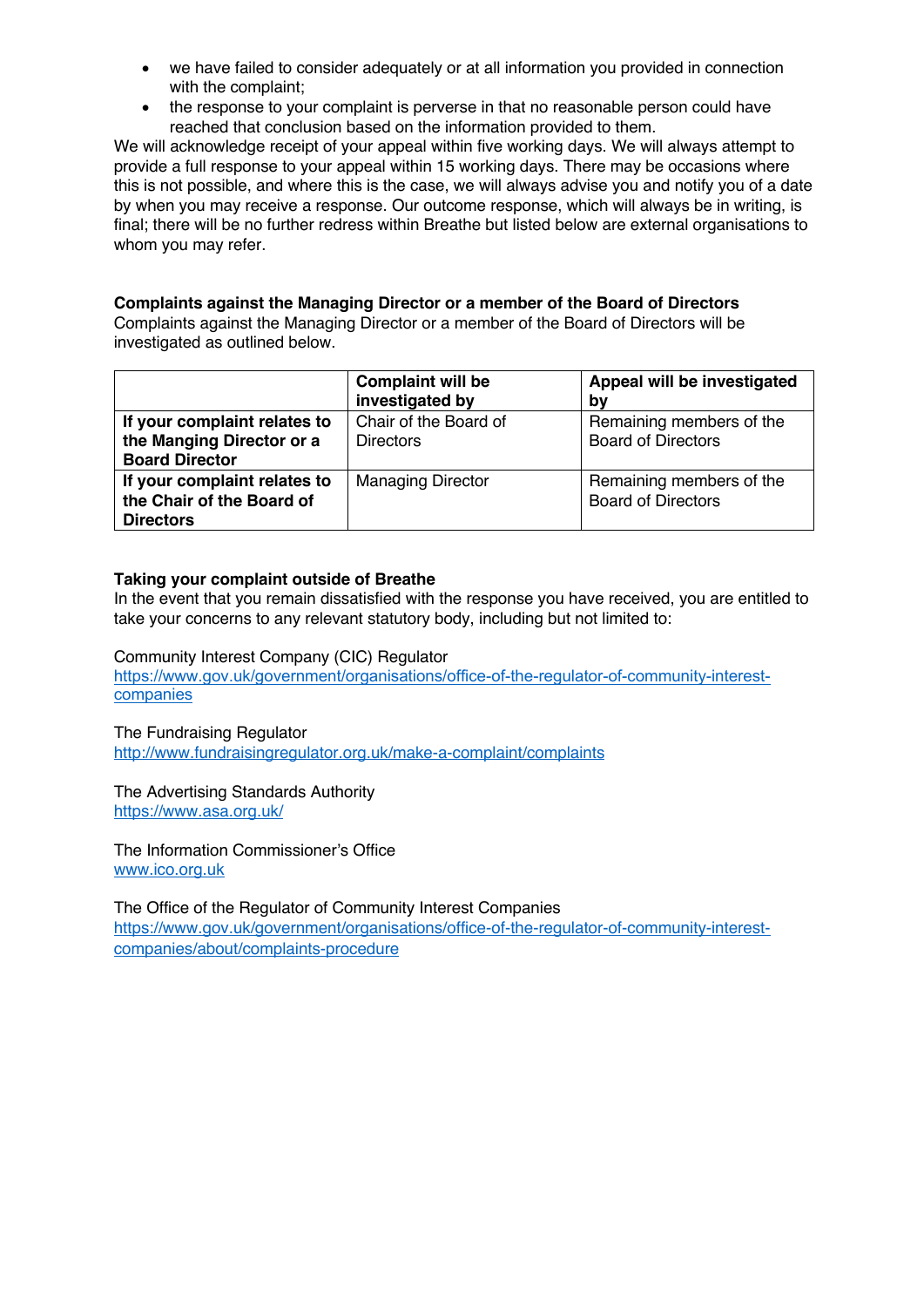- we have failed to consider adequately or at all information you provided in connection with the complaint;
- the response to your complaint is perverse in that no reasonable person could have reached that conclusion based on the information provided to them.

We will acknowledge receipt of your appeal within five working days. We will always attempt to provide a full response to your appeal within 15 working days. There may be occasions where this is not possible, and where this is the case, we will always advise you and notify you of a date by when you may receive a response. Our outcome response, which will always be in writing, is final; there will be no further redress within Breathe but listed below are external organisations to whom you may refer.

**Complaints against the Managing Director or a member of the Board of Directors**
Complaints against the Managing Director or a member of the Board of Directors will be investigated as outlined below.

| | **Complaint will be investigated by** | **Appeal will be investigated by** |
|---|---|---|
| **If your complaint relates to the Manging Director or a Board Director** | Chair of the Board of Directors | Remaining members of the Board of Directors |
| **If your complaint relates to the Chair of the Board of Directors** | Managing Director | Remaining members of the Board of Directors |

**Taking your complaint outside of Breathe**
In the event that you remain dissatisfied with the response you have received, you are entitled to take your concerns to any relevant statutory body, including but not limited to:

Community Interest Company (CIC) Regulator
https://www.gov.uk/government/organisations/office-of-the-regulator-of-community-interest-companies

The Fundraising Regulator
http://www.fundraisingregulator.org.uk/make-a-complaint/complaints

The Advertising Standards Authority
https://www.asa.org.uk/

The Information Commissioner's Office
www.ico.org.uk

The Office of the Regulator of Community Interest Companies
https://www.gov.uk/government/organisations/office-of-the-regulator-of-community-interest-companies/about/complaints-procedure